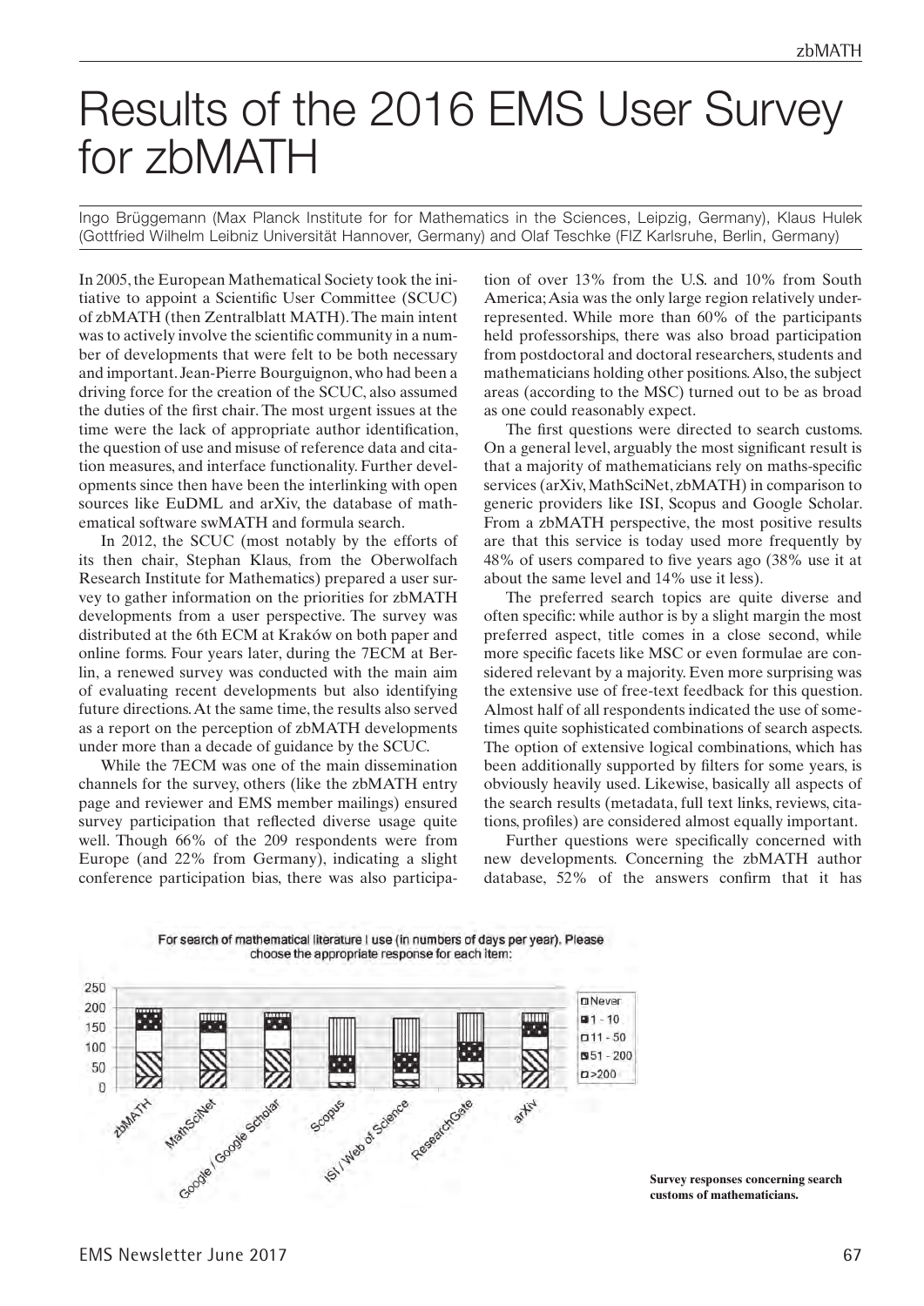# Results of the 2016 EMS User Survey for zbMATH

Ingo Brüggemann (Max Planck Institute for for Mathematics in the Sciences, Leipzig, Germany), Klaus Hulek (Gottfried Wilhelm Leibniz Universität Hannover, Germany) and Olaf Teschke (FIZ Karlsruhe, Berlin, Germany)

In 2005, the European Mathematical Society took the initiative to appoint a Scientific User Committee (SCUC) of zbMATH (then Zentralblatt MATH). The main intent was to actively involve the scientific community in a number of developments that were felt to be both necessary and important. Jean-Pierre Bourguignon, who had been a driving force for the creation of the SCUC, also assumed the duties of the first chair. The most urgent issues at the time were the lack of appropriate author identification, the question of use and misuse of reference data and citation measures, and interface functionality. Further developments since then have been the interlinking with open sources like EuDML and arXiv, the database of mathematical software swMATH and formula search.

In 2012, the SCUC (most notably by the efforts of its then chair, Stephan Klaus, from the Oberwolfach Research Institute for Mathematics) prepared a user survey to gather information on the priorities for zbMATH developments from a user perspective. The survey was distributed at the 6th ECM at Kraków on both paper and online forms. Four years later, during the 7ECM at Berlin, a renewed survey was conducted with the main aim of evaluating recent developments but also identifying future directions. At the same time, the results also served as a report on the perception of zbMATH developments under more than a decade of guidance by the SCUC.

While the 7ECM was one of the main dissemination channels for the survey, others (like the zbMATH entry page and reviewer and EMS member mailings) ensured survey participation that reflected diverse usage quite well. Though 66% of the 209 respondents were from Europe (and 22% from Germany), indicating a slight conference participation bias, there was also participation of over 13% from the U.S. and 10% from South America; Asia was the only large region relatively underrepresented. While more than 60% of the participants held professorships, there was also broad participation from postdoctoral and doctoral researchers, students and mathematicians holding other positions. Also, the subject areas (according to the MSC) turned out to be as broad as one could reasonably expect.

The first questions were directed to search customs. On a general level, arguably the most significant result is that a majority of mathematicians rely on maths-specific services (arXiv, MathSciNet, zbMATH) in comparison to generic providers like ISI, Scopus and Google Scholar. From a zbMATH perspective, the most positive results are that this service is today used more frequently by 48% of users compared to five years ago (38% use it at about the same level and 14% use it less).

The preferred search topics are quite diverse and often specific: while author is by a slight margin the most preferred aspect, title comes in a close second, while more specific facets like MSC or even formulae are considered relevant by a majority. Even more surprising was the extensive use of free-text feedback for this question. Almost half of all respondents indicated the use of sometimes quite sophisticated combinations of search aspects. The option of extensive logical combinations, which has been additionally supported by filters for some years, is obviously heavily used. Likewise, basically all aspects of the search results (metadata, full text links, reviews, citations, profiles) are considered almost equally important.

Further questions were specifically concerned with new developments. Concerning the zbMATH author database, 52% of the answers confirm that it has

For search of mathematical literature I use (in numbers of days per year). Please choose the appropriate response for each item:

Survey responses concerning search customs of mathematicians.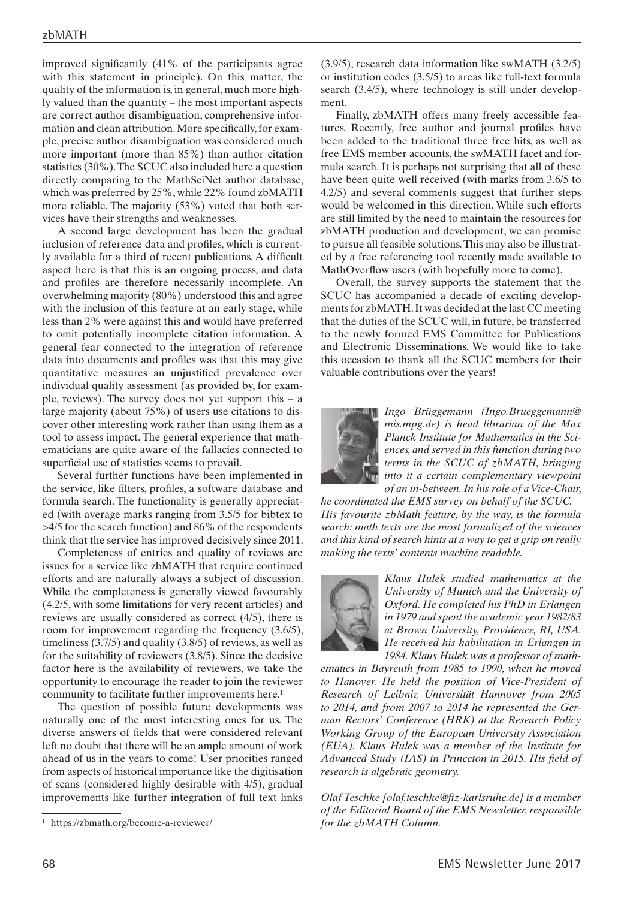improved significantly (41% of the participants agree with this statement in principle). On this matter, the quality of the information is, in general, much more highly valued than the quantity – the most important aspects are correct author disambiguation, comprehensive information and clean attribution. More specifically, for example, precise author disambiguation was considered much more important (more than 85%) than author citation statistics (30%). The SCUC also included here a question directly comparing to the MathSciNet author database, which was preferred by 25%, while 22% found zbMATH more reliable. The majority (53%) voted that both services have their strengths and weaknesses.

A second large development has been the gradual inclusion of reference data and profiles, which is currently available for a third of recent publications. A difficult aspect here is that this is an ongoing process, and data and profiles are therefore necessarily incomplete. An overwhelming majority (80%) understood this and agree with the inclusion of this feature at an early stage, while less than 2% were against this and would have preferred to omit potentially incomplete citation information. A general fear connected to the integration of reference data into documents and profiles was that this may give quantitative measures an unjustified prevalence over individual quality assessment (as provided by, for example, reviews). The survey does not yet support this – a large majority (about 75%) of users use citations to discover other interesting work rather than using them as a tool to assess impact. The general experience that mathematicians are quite aware of the fallacies connected to superficial use of statistics seems to prevail.

Several further functions have been implemented in the service, like filters, profiles, a software database and formula search. The functionality is generally appreciated (with average marks ranging from 3.5/5 for bibtex to >4/5 for the search function) and 86% of the respondents think that the service has improved decisively since 2011.

Completeness of entries and quality of reviews are issues for a service like zbMATH that require continued efforts and are naturally always a subject of discussion. While the completeness is generally viewed favourably (4.2/5, with some limitations for very recent articles) and reviews are usually considered as correct (4/5), there is room for improvement regarding the frequency (3.6/5), timeliness (3.7/5) and quality (3.8/5) of reviews, as well as for the suitability of reviewers (3.8/5). Since the decisive factor here is the availability of reviewers, we take the opportunity to encourage the reader to join the reviewer community to facilitate further improvements here.[1]

The question of possible future developments was naturally one of the most interesting ones for us. The diverse answers of fields that were considered relevant left no doubt that there will be an ample amount of work ahead of us in the years to come! User priorities ranged from aspects of historical importance like the digitisation of scans (considered highly desirable with 4/5), gradual improvements like further integration of full text links (3.9/5), research data information like swMATH (3.2/5) or institution codes (3.5/5) to areas like full-text formula search (3.4/5), where technology is still under development.

Finally, zbMATH offers many freely accessible features. Recently, free author and journal profiles have been added to the traditional three free hits, as well as free EMS member accounts, the swMATH facet and formula search. It is perhaps not surprising that all of these have been quite well received (with marks from 3.6/5 to 4.2/5) and several comments suggest that further steps would be welcomed in this direction. While such efforts are still limited by the need to maintain the resources for zbMATH production and development, we can promise to pursue all feasible solutions. This may also be illustrated by a free referencing tool recently made available to MathOverflow users (with hopefully more to come).

Overall, the survey supports the statement that the SCUC has accompanied a decade of exciting developments for zbMATH. It was decided at the last CC meeting that the duties of the SCUC will, in future, be transferred to the newly formed EMS Committee for Publications and Electronic Disseminations. We would like to take this occasion to thank all the SCUC members for their valuable contributions over the years!

[1] https://zbmath.org/become-a-reviewer/

*Ingo Brüggemann (Ingo.Brueggemann@mis.mpg.de) is head librarian of the Max Planck Institute for Mathematics in the Sciences, and served in this function during two terms in the SCUC of zbMATH, bringing into it a certain complementary viewpoint of an in-between. In his role of a Vice-Chair, he coordinated the EMS survey on behalf of the SCUC. His favourite zbMath feature, by the way, is the formula search: math texts are the most formalized of the sciences and this kind of search hints at a way to get a grip on really making the texts' contents machine readable.*

*Klaus Hulek studied mathematics at the University of Munich and the University of Oxford. He completed his PhD in Erlangen in 1979 and spent the academic year 1982/83 at Brown University, Providence, RI, USA. He received his habilitation in Erlangen in 1984. Klaus Hulek was a professor of mathematics in Bayreuth from 1985 to 1990, when he moved to Hanover. He held the position of Vice-President of Research of Leibniz Universität Hannover from 2005 to 2014, and from 2007 to 2014 he represented the German Rectors' Conference (HRK) at the Research Policy Working Group of the European University Association (EUA). Klaus Hulek was a member of the Institute for Advanced Study (IAS) in Princeton in 2015. His field of research is algebraic geometry.*

*Olaf Teschke [olaf.teschke@fiz-karlsruhe.de] is a member of the Editorial Board of the EMS Newsletter, responsible for the zbMATH Column.*